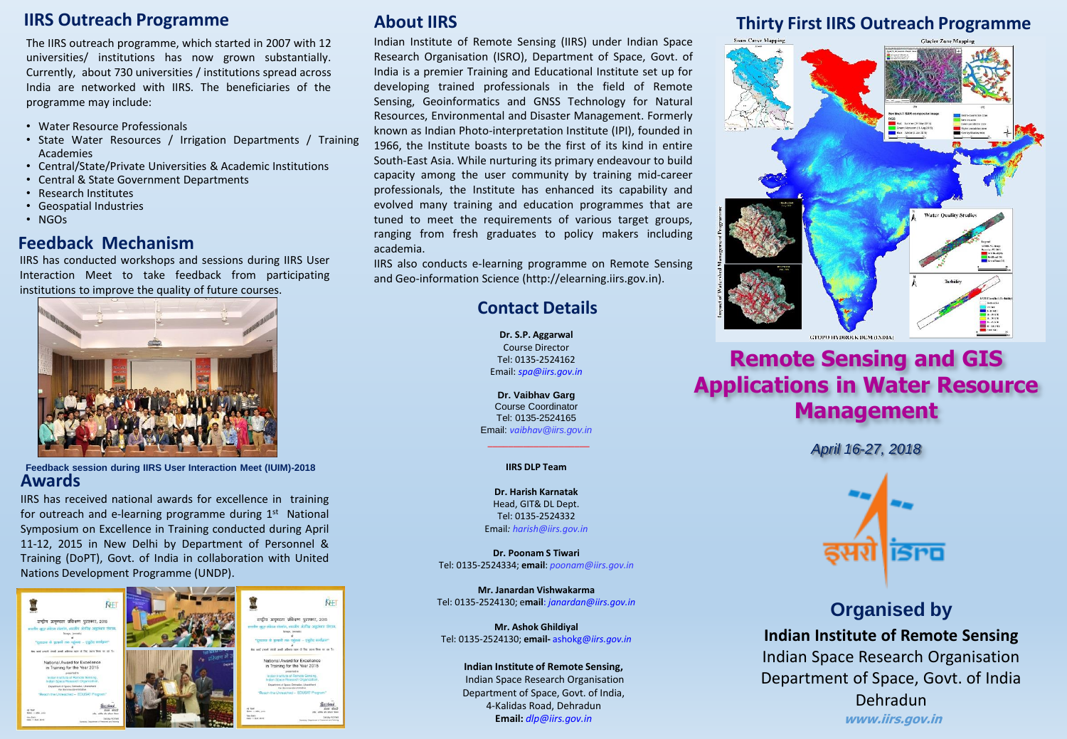## IIRS Outreach Programme

The IIRS outreach programme, which started in 2007 with 12 universities/ institutions has now grown substantially. Currently, about 730 universities / institutions spread across India are networked with IIRS. The beneficiaries of the programme may include:

- Water Resource Professionals
- State Water Resources / Irrigation Departments / Training Academies
- Central/State/Private Universities & Academic Institutions
- Central & State Government Departments
- Research Institutes
- Geospatial Industries
- NGOs

## Feedback Mechanism

IIRS has conducted workshops and sessions during IIRS User Interaction Meet to take feedback from participating institutions to improve the quality of future courses.

**Feedback session during IIRS User Interaction Meet (IUIM)-2018**

## Awards

IIRS has received national awards for excellence in training for outreach and e-learning programme during 1st National Symposium on Excellence in Training conducted during April 11-12, 2015 in New Delhi by Department of Personnel & Training (DoPT), Govt. of India in collaboration with United Nations Development Programme (UNDP).

## About IIRS

Indian Institute of Remote Sensing (IIRS) under Indian Space Research Organisation (ISRO), Department of Space, Govt. of India is a premier Training and Educational Institute set up for developing trained professionals in the field of Remote Sensing, Geoinformatics and GNSS Technology for Natural Resources, Environmental and Disaster Management. Formerly known as Indian Photo-interpretation Institute (IPI), founded in 1966, the Institute boasts to be the first of its kind in entire South-East Asia. While nurturing its primary endeavour to build capacity among the user community by training mid-career professionals, the Institute has enhanced its capability and evolved many training and education programmes that are tuned to meet the requirements of various target groups, ranging from fresh graduates to policy makers including academia.

IIRS also conducts e-learning programme on Remote Sensing and Geo-information Science (http://elearning.iirs.gov.in).

## Contact Details

**Dr. S.P. Aggarwal**
Course Director
Tel: 0135-2524162
Email: *spa@iirs.gov.in*

**Dr. Vaibhav Garg**
Course Coordinator
Tel: 0135-2524165
Email: *vaibhav@iirs.gov.in*

**IIRS DLP Team**

**Dr. Harish Karnatak**
Head, GIT& DL Dept.
Tel: 0135-2524332
Email: *harish@iirs.gov.in*

**Dr. Poonam S Tiwari**
Tel: 0135-2524334; **email**: *poonam@iirs.gov.in*

**Mr. Janardan Vishwakarma**
Tel: 0135-2524130; **email**: *janardan@iirs.gov.in*

**Mr. Ashok Ghildiyal**
Tel: 0135-2524130; **email-** ashokg@iirs.gov.in

**Indian Institute of Remote Sensing,**
Indian Space Research Organisation
Department of Space, Govt. of India,
4-Kalidas Road, Dehradun
**Email:** *dlp@iirs.gov.in*

## Thirty First IIRS Outreach Programme

# Remote Sensing and GIS Applications in Water Resource Management

*April 16-27, 2018*

### Organised by

**Indian Institute of Remote Sensing**
Indian Space Research Organisation
Department of Space, Govt. of India
Dehradun
*www.iirs.gov.in*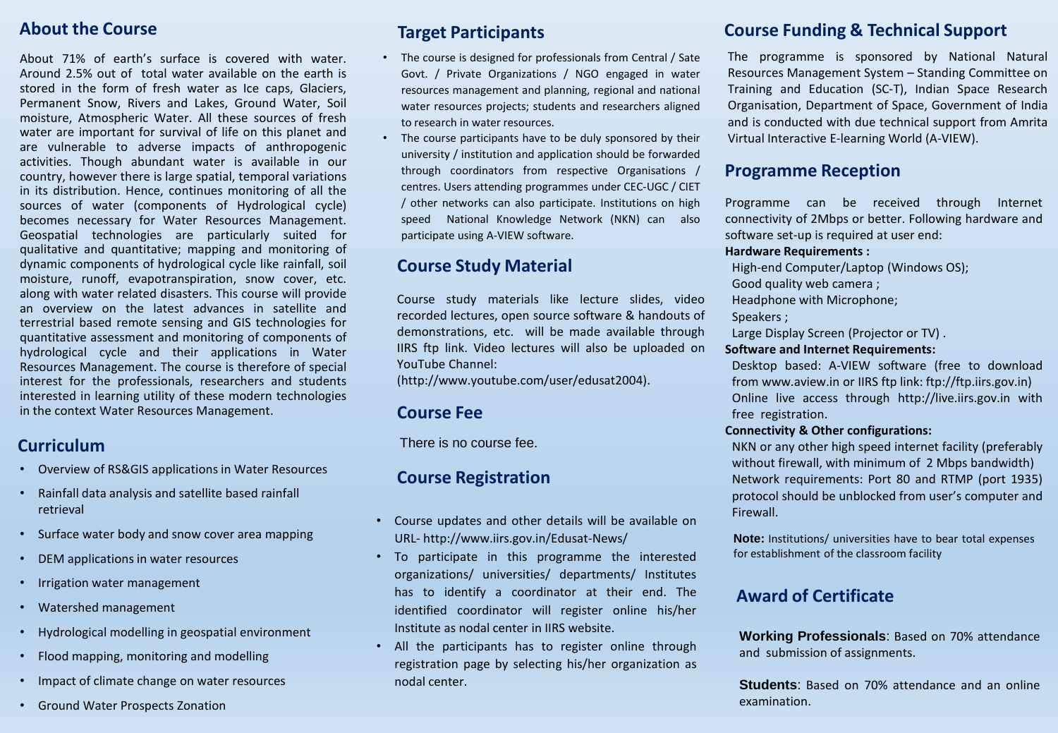## About the Course

About 71% of earth's surface is covered with water. Around 2.5% out of total water available on the earth is stored in the form of fresh water as Ice caps, Glaciers, Permanent Snow, Rivers and Lakes, Ground Water, Soil moisture, Atmospheric Water. All these sources of fresh water are important for survival of life on this planet and are vulnerable to adverse impacts of anthropogenic activities. Though abundant water is available in our country, however there is large spatial, temporal variations in its distribution. Hence, continues monitoring of all the sources of water (components of Hydrological cycle) becomes necessary for Water Resources Management. Geospatial technologies are particularly suited for qualitative and quantitative; mapping and monitoring of dynamic components of hydrological cycle like rainfall, soil moisture, runoff, evapotranspiration, snow cover, etc. along with water related disasters. This course will provide an overview on the latest advances in satellite and terrestrial based remote sensing and GIS technologies for quantitative assessment and monitoring of components of hydrological cycle and their applications in Water Resources Management. The course is therefore of special interest for the professionals, researchers and students interested in learning utility of these modern technologies in the context Water Resources Management.

## Curriculum

- Overview of RS&GIS applications in Water Resources
- Rainfall data analysis and satellite based rainfall retrieval
- Surface water body and snow cover area mapping
- DEM applications in water resources
- Irrigation water management
- Watershed management
- Hydrological modelling in geospatial environment
- Flood mapping, monitoring and modelling
- Impact of climate change on water resources
- Ground Water Prospects Zonation

## Target Participants

- The course is designed for professionals from Central / Sate Govt. / Private Organizations / NGO engaged in water resources management and planning, regional and national water resources projects; students and researchers aligned to research in water resources.
- The course participants have to be duly sponsored by their university / institution and application should be forwarded through coordinators from respective Organisations / centres. Users attending programmes under CEC-UGC / CIET / other networks can also participate. Institutions on high speed National Knowledge Network (NKN) can also participate using A-VIEW software.

## Course Study Material

Course study materials like lecture slides, video recorded lectures, open source software & handouts of demonstrations, etc. will be made available through IIRS ftp link. Video lectures will also be uploaded on YouTube Channel:
(http://www.youtube.com/user/edusat2004).

## Course Fee

There is no course fee.

## Course Registration

- Course updates and other details will be available on URL- http://www.iirs.gov.in/Edusat-News/
- To participate in this programme the interested organizations/ universities/ departments/ Institutes has to identify a coordinator at their end. The identified coordinator will register online his/her Institute as nodal center in IIRS website.
- All the participants has to register online through registration page by selecting his/her organization as nodal center.

## Course Funding & Technical Support

The programme is sponsored by National Natural Resources Management System – Standing Committee on Training and Education (SC-T), Indian Space Research Organisation, Department of Space, Government of India and is conducted with due technical support from Amrita Virtual Interactive E-learning World (A-VIEW).

## Programme Reception

Programme can be received through Internet connectivity of 2Mbps or better. Following hardware and software set-up is required at user end:

**Hardware Requirements :**

High-end Computer/Laptop (Windows OS);
Good quality web camera ;
Headphone with Microphone;
Speakers ;
Large Display Screen (Projector or TV) .

**Software and Internet Requirements:**

Desktop based: A-VIEW software (free to download from www.aview.in or IIRS ftp link: ftp://ftp.iirs.gov.in)
Online live access through http://live.iirs.gov.in with free registration.

**Connectivity & Other configurations:**

NKN or any other high speed internet facility (preferably without firewall, with minimum of 2 Mbps bandwidth)
Network requirements: Port 80 and RTMP (port 1935) protocol should be unblocked from user's computer and Firewall.

**Note:** Institutions/ universities have to bear total expenses for establishment of the classroom facility

## Award of Certificate

**Working Professionals**: Based on 70% attendance and submission of assignments.

**Students**: Based on 70% attendance and an online examination.